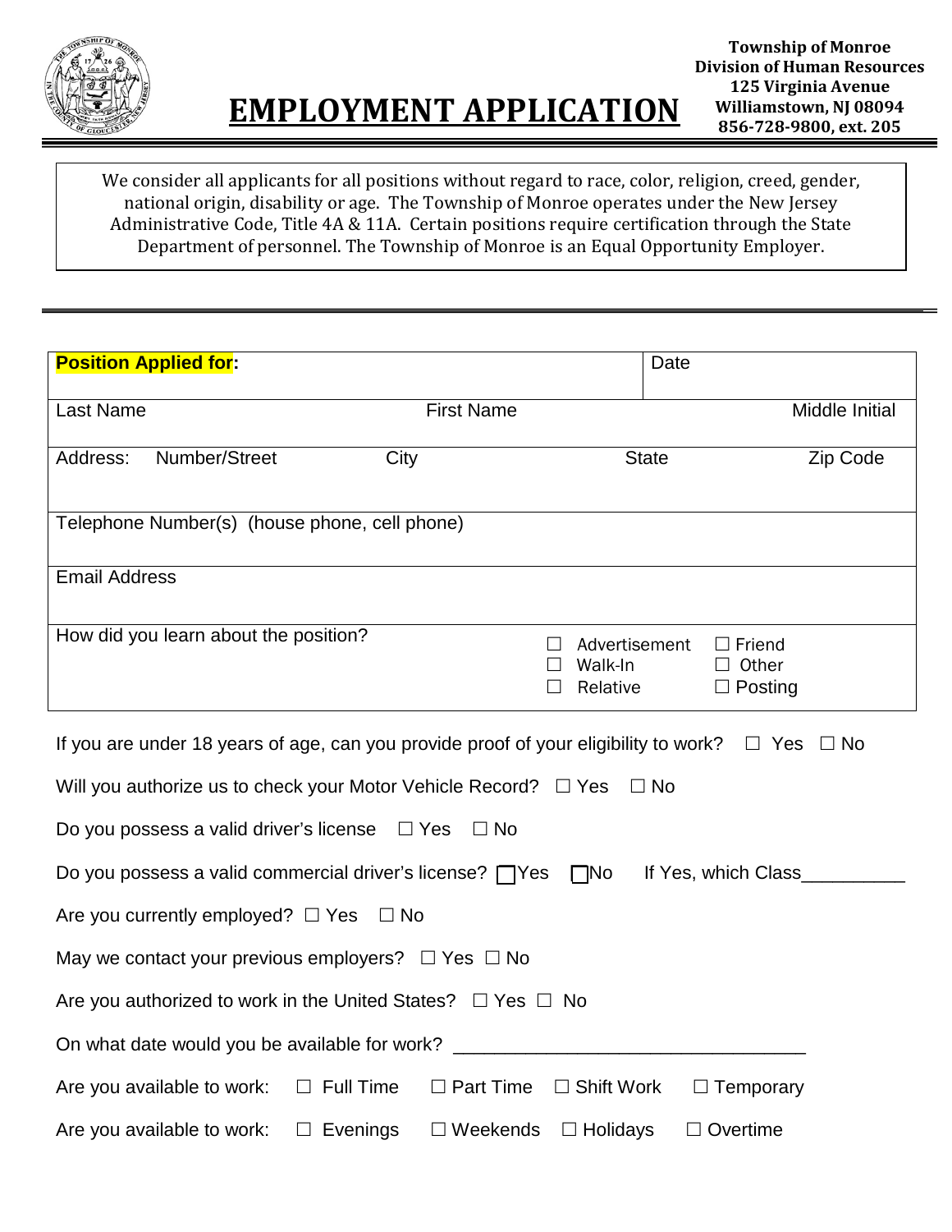# EMPLOYMENT APPLICATION

**Township of Monroe**
**Division of Human Resources**
**125 Virginia Avenue**
**Williamstown, NJ 08094**
**856-728-9800, ext. 205**

We consider all applicants for all positions without regard to race, color, religion, creed, gender, national origin, disability or age. The Township of Monroe operates under the New Jersey Administrative Code, Title 4A & 11A. Certain positions require certification through the State Department of personnel. The Township of Monroe is an Equal Opportunity Employer.

---

| **Position Applied for**: | | | Date |
|---|---|---|---|
| Last Name | First Name | | Middle Initial |
| Address: Number/Street | City | State | Zip Code |
| Telephone Number(s) (house phone, cell phone) | | | |
| Email Address | | | |
| How did you learn about the position? | ☐ Advertisement ☐ Walk-In ☐ Relative | ☐ Friend ☐ Other ☐ Posting | |

If you are under 18 years of age, can you provide proof of your eligibility to work? ☐ Yes ☐ No

Will you authorize us to check your Motor Vehicle Record? ☐ Yes ☐ No

Do you possess a valid driver's license ☐ Yes ☐ No

Do you possess a valid commercial driver's license? ☐ Yes ☐ No If Yes, which Class__________

Are you currently employed? ☐ Yes ☐ No

May we contact your previous employers? ☐ Yes ☐ No

Are you authorized to work in the United States? ☐ Yes ☐ No

On what date would you be available for work? ________________________________

Are you available to work: ☐ Full Time ☐ Part Time ☐ Shift Work ☐ Temporary

Are you available to work: ☐ Evenings ☐ Weekends ☐ Holidays ☐ Overtime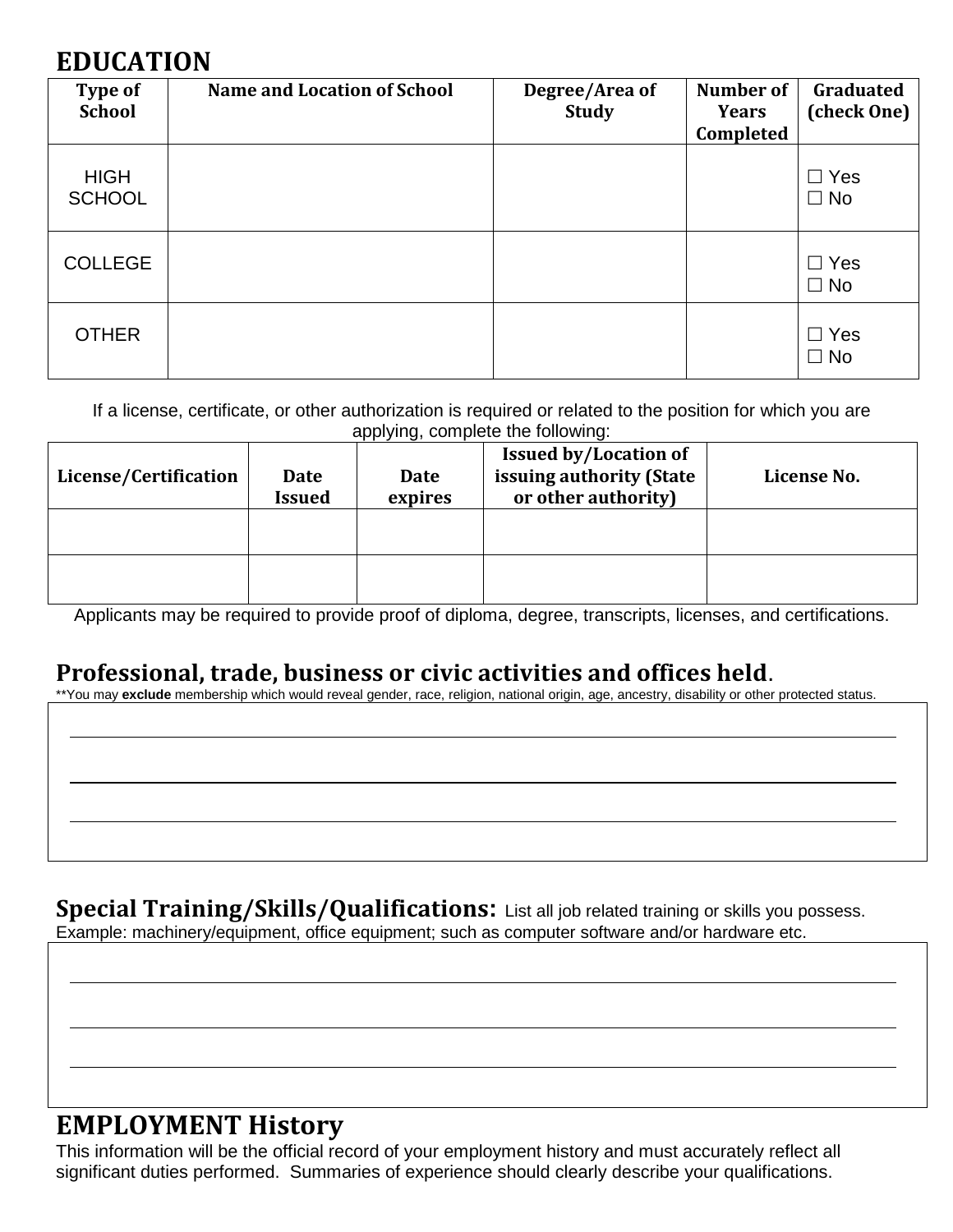## EDUCATION

| Type of School | Name and Location of School | Degree/Area of Study | Number of Years Completed | Graduated (check One) |
|---|---|---|---|---|
| HIGH SCHOOL | | | | ☐ Yes ☐ No |
| COLLEGE | | | | ☐ Yes ☐ No |
| OTHER | | | | ☐ Yes ☐ No |

If a license, certificate, or other authorization is required or related to the position for which you are applying, complete the following:

| License/Certification | Date Issued | Date expires | Issued by/Location of issuing authority (State or other authority) | License No. |
|---|---|---|---|---|
| | | | | |
| | | | | |

Applicants may be required to provide proof of diploma, degree, transcripts, licenses, and certifications.

## Professional, trade, business or civic activities and offices held.

**You may **exclude** membership which would reveal gender, race, religion, national origin, age, ancestry, disability or other protected status.

\_\_\_\_\_\_\_\_\_\_\_\_\_\_\_\_\_\_\_\_\_\_\_\_\_\_\_\_\_\_\_\_\_\_\_\_\_\_\_\_\_\_\_\_\_\_\_\_\_\_\_\_\_\_\_\_\_\_\_\_\_\_\_\_\_\_\_\_\_\_\_\_

\_\_\_\_\_\_\_\_\_\_\_\_\_\_\_\_\_\_\_\_\_\_\_\_\_\_\_\_\_\_\_\_\_\_\_\_\_\_\_\_\_\_\_\_\_\_\_\_\_\_\_\_\_\_\_\_\_\_\_\_\_\_\_\_\_\_\_\_\_\_\_\_

\_\_\_\_\_\_\_\_\_\_\_\_\_\_\_\_\_\_\_\_\_\_\_\_\_\_\_\_\_\_\_\_\_\_\_\_\_\_\_\_\_\_\_\_\_\_\_\_\_\_\_\_\_\_\_\_\_\_\_\_\_\_\_\_\_\_\_\_\_\_\_\_

## Special Training/Skills/Qualifications:

List all job related training or skills you possess. Example: machinery/equipment, office equipment; such as computer software and/or hardware etc.

\_\_\_\_\_\_\_\_\_\_\_\_\_\_\_\_\_\_\_\_\_\_\_\_\_\_\_\_\_\_\_\_\_\_\_\_\_\_\_\_\_\_\_\_\_\_\_\_\_\_\_\_\_\_\_\_\_\_\_\_\_\_\_\_\_\_\_\_\_\_\_\_

\_\_\_\_\_\_\_\_\_\_\_\_\_\_\_\_\_\_\_\_\_\_\_\_\_\_\_\_\_\_\_\_\_\_\_\_\_\_\_\_\_\_\_\_\_\_\_\_\_\_\_\_\_\_\_\_\_\_\_\_\_\_\_\_\_\_\_\_\_\_\_\_

\_\_\_\_\_\_\_\_\_\_\_\_\_\_\_\_\_\_\_\_\_\_\_\_\_\_\_\_\_\_\_\_\_\_\_\_\_\_\_\_\_\_\_\_\_\_\_\_\_\_\_\_\_\_\_\_\_\_\_\_\_\_\_\_\_\_\_\_\_\_\_\_

## EMPLOYMENT History

This information will be the official record of your employment history and must accurately reflect all significant duties performed. Summaries of experience should clearly describe your qualifications.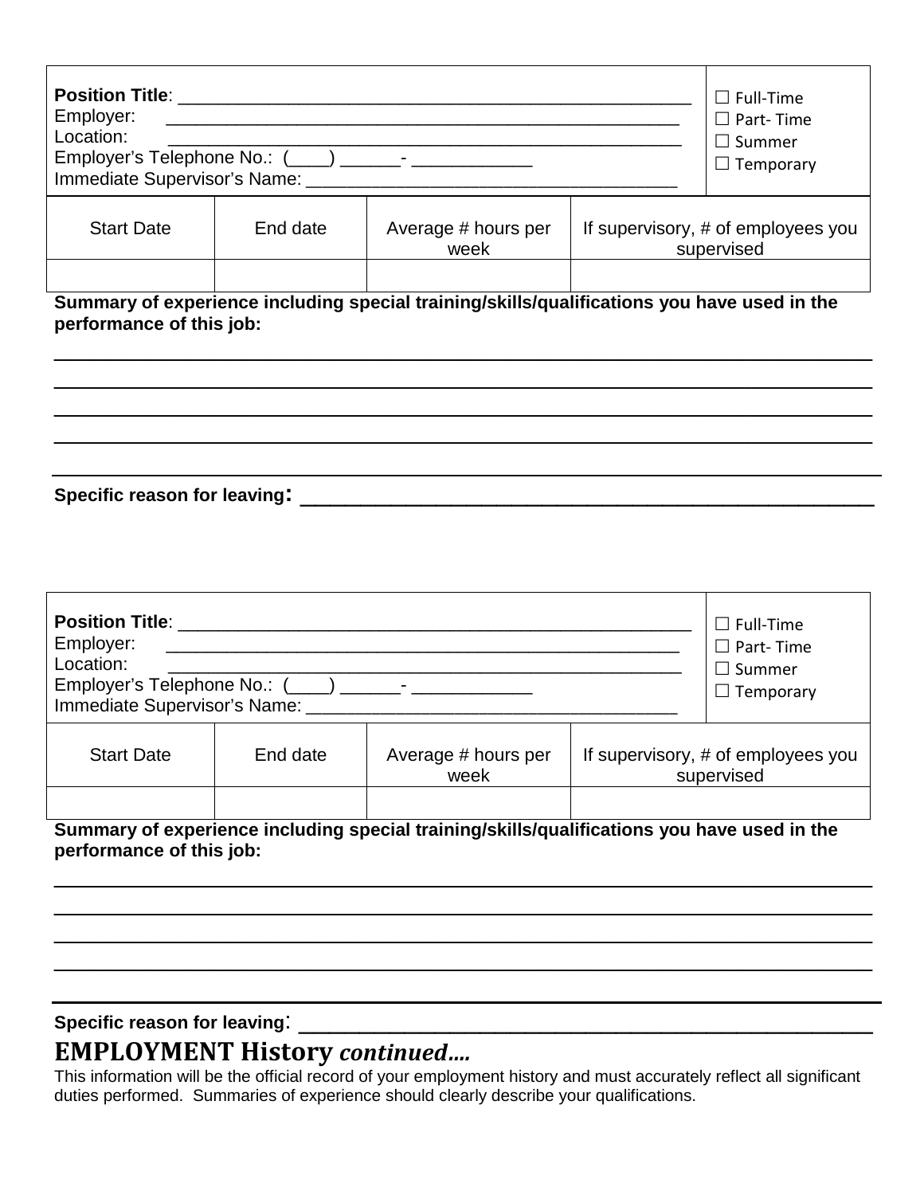| **Position Title**: ____________________________________________________<br>Employer: ____________________________________________________<br>Location: ____________________________________________________<br>Employer's Telephone No.: (____) ______- ____________<br>Immediate Supervisor's Name: ____________________________________ | ☐ Full-Time<br>☐ Part- Time<br>☐ Summer<br>☐ Temporary |
|---|---|

| Start Date | End date | Average # hours per week | If supervisory, # of employees you supervised |
|---|---|---|---|
| | | | |

**Summary of experience including special training/skills/qualifications you have used in the performance of this job:**

________________________________________________________________________________

________________________________________________________________________________

________________________________________________________________________________

________________________________________________________________________________

________________________________________________________________________________

**Specific reason for leaving:** ______________________________________________________

| **Position Title**: ____________________________________________________<br>Employer: ____________________________________________________<br>Location: ____________________________________________________<br>Employer's Telephone No.: (____) ______- ____________<br>Immediate Supervisor's Name: ____________________________________ | ☐ Full-Time<br>☐ Part- Time<br>☐ Summer<br>☐ Temporary |
|---|---|

| Start Date | End date | Average # hours per week | If supervisory, # of employees you supervised |
|---|---|---|---|
| | | | |

**Summary of experience including special training/skills/qualifications you have used in the performance of this job:**

________________________________________________________________________________

________________________________________________________________________________

________________________________________________________________________________

________________________________________________________________________________

________________________________________________________________________________

**Specific reason for leaving:** ______________________________________________________

## EMPLOYMENT History *continued....*

This information will be the official record of your employment history and must accurately reflect all significant duties performed. Summaries of experience should clearly describe your qualifications.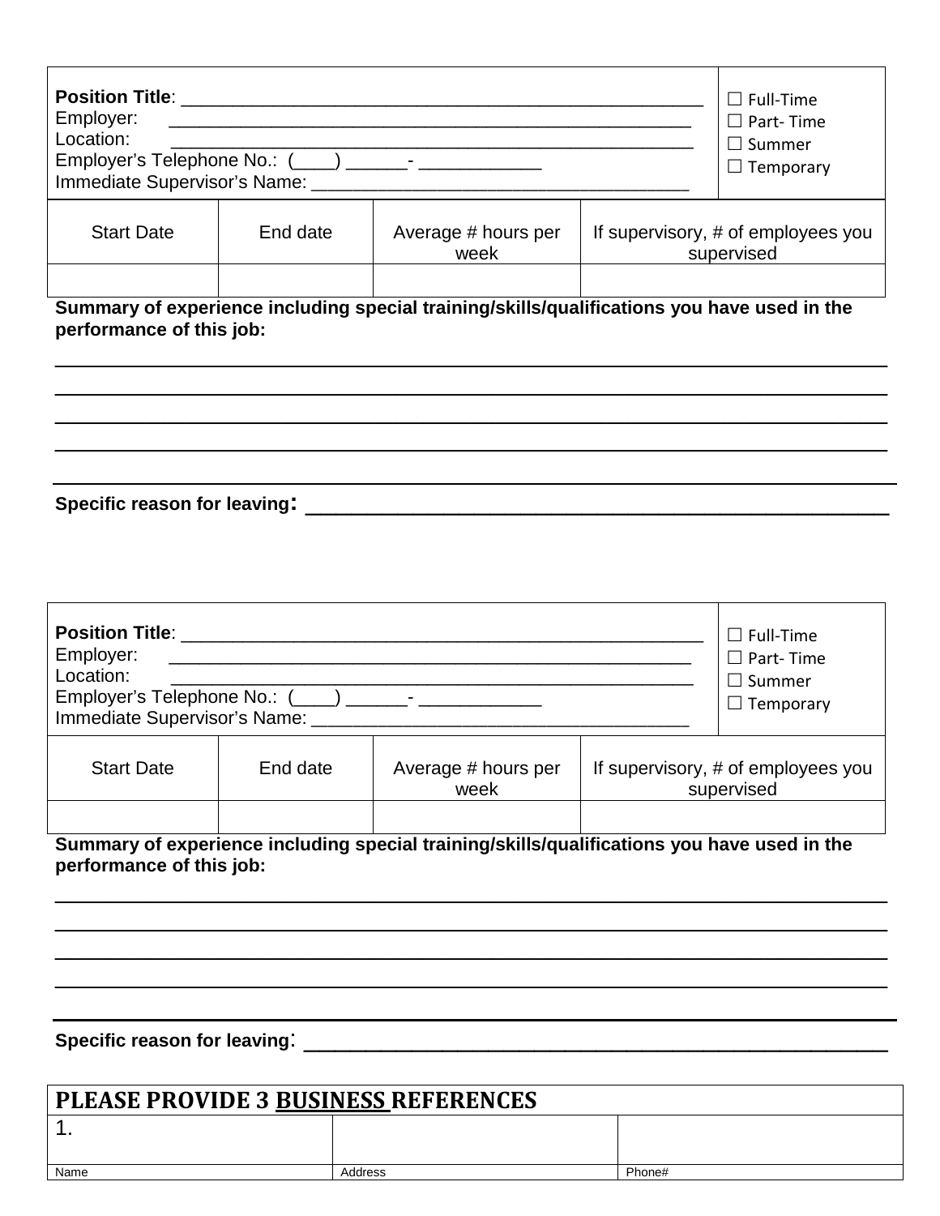| **Position Title**: ______________________________________________________<br>Employer: ______________________________________________________<br>Location: ______________________________________________________<br>Employer's Telephone No.: (____) ______- ____________<br>Immediate Supervisor's Name: _____________________________________ | ☐ Full-Time<br>☐ Part- Time<br>☐ Summer<br>☐ Temporary |
|---|---|

| Start Date | End date | Average # hours per week | If supervisory, # of employees you supervised |
|---|---|---|---|
| | | | |

**Summary of experience including special training/skills/qualifications you have used in the performance of this job:**

______________________________________________________________________________

______________________________________________________________________________

______________________________________________________________________________

______________________________________________________________________________

______________________________________________________________________________

**Specific reason for leaving:** ________________________________________________

| **Position Title**: ______________________________________________________<br>Employer: ______________________________________________________<br>Location: ______________________________________________________<br>Employer's Telephone No.: (____) ______- ____________<br>Immediate Supervisor's Name: _____________________________________ | ☐ Full-Time<br>☐ Part- Time<br>☐ Summer<br>☐ Temporary |
|---|---|

| Start Date | End date | Average # hours per week | If supervisory, # of employees you supervised |
|---|---|---|---|
| | | | |

**Summary of experience including special training/skills/qualifications you have used in the performance of this job:**

______________________________________________________________________________

______________________________________________________________________________

______________________________________________________________________________

______________________________________________________________________________

______________________________________________________________________________

**Specific reason for leaving:** ________________________________________________

| **PLEASE PROVIDE 3 BUSINESS REFERENCES** | | |
|---|---|---|
| 1. | | |
| Name | Address | Phone# |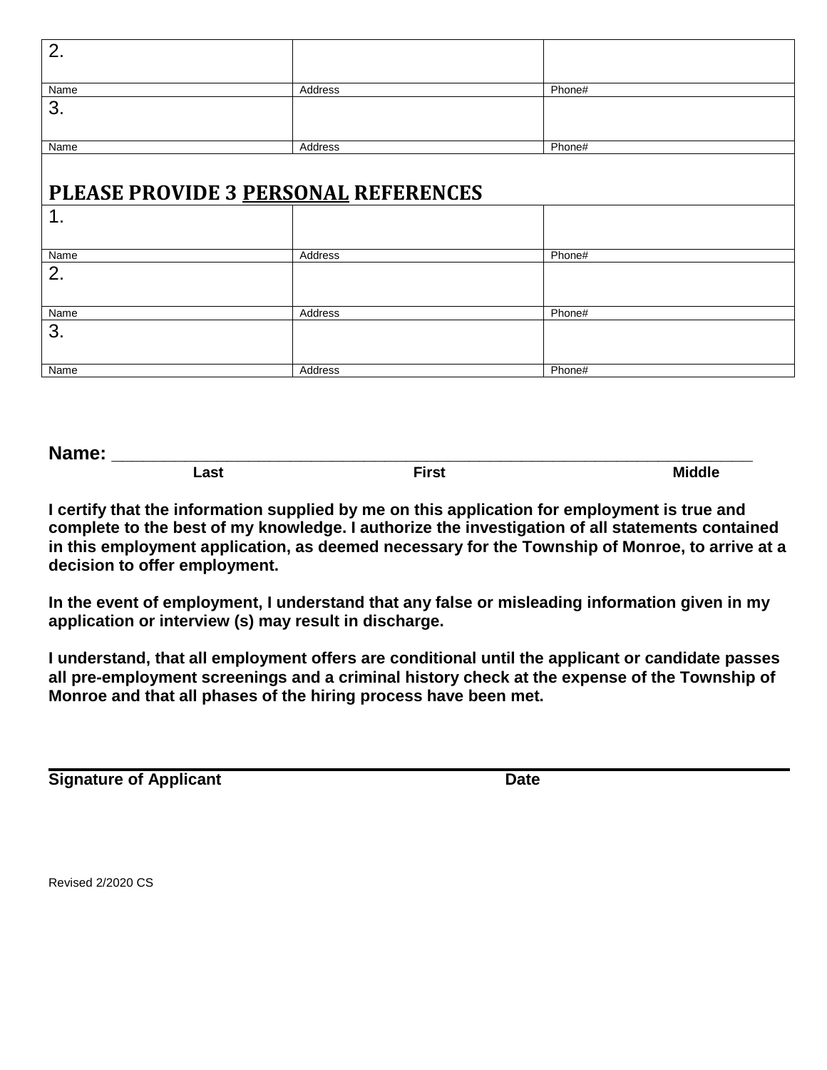| | | |
|---|---|---|
| 2. | | |
| Name | Address | Phone# |
| 3. | | |
| Name | Address | Phone# |

## PLEASE PROVIDE 3 PERSONAL REFERENCES

| | | |
|---|---|---|
| 1. | | |
| Name | Address | Phone# |
| 2. | | |
| Name | Address | Phone# |
| 3. | | |
| Name | Address | Phone# |

**Name:** ___________________________________________________________________

**Last** **First** **Middle**

**I certify that the information supplied by me on this application for employment is true and complete to the best of my knowledge. I authorize the investigation of all statements contained in this employment application, as deemed necessary for the Township of Monroe, to arrive at a decision to offer employment.**

**In the event of employment, I understand that any false or misleading information given in my application or interview (s) may result in discharge.**

**I understand, that all employment offers are conditional until the applicant or candidate passes all pre-employment screenings and a criminal history check at the expense of the Township of Monroe and that all phases of the hiring process have been met.**

___________________________________________________________________

**Signature of Applicant** **Date**

Revised 2/2020 CS